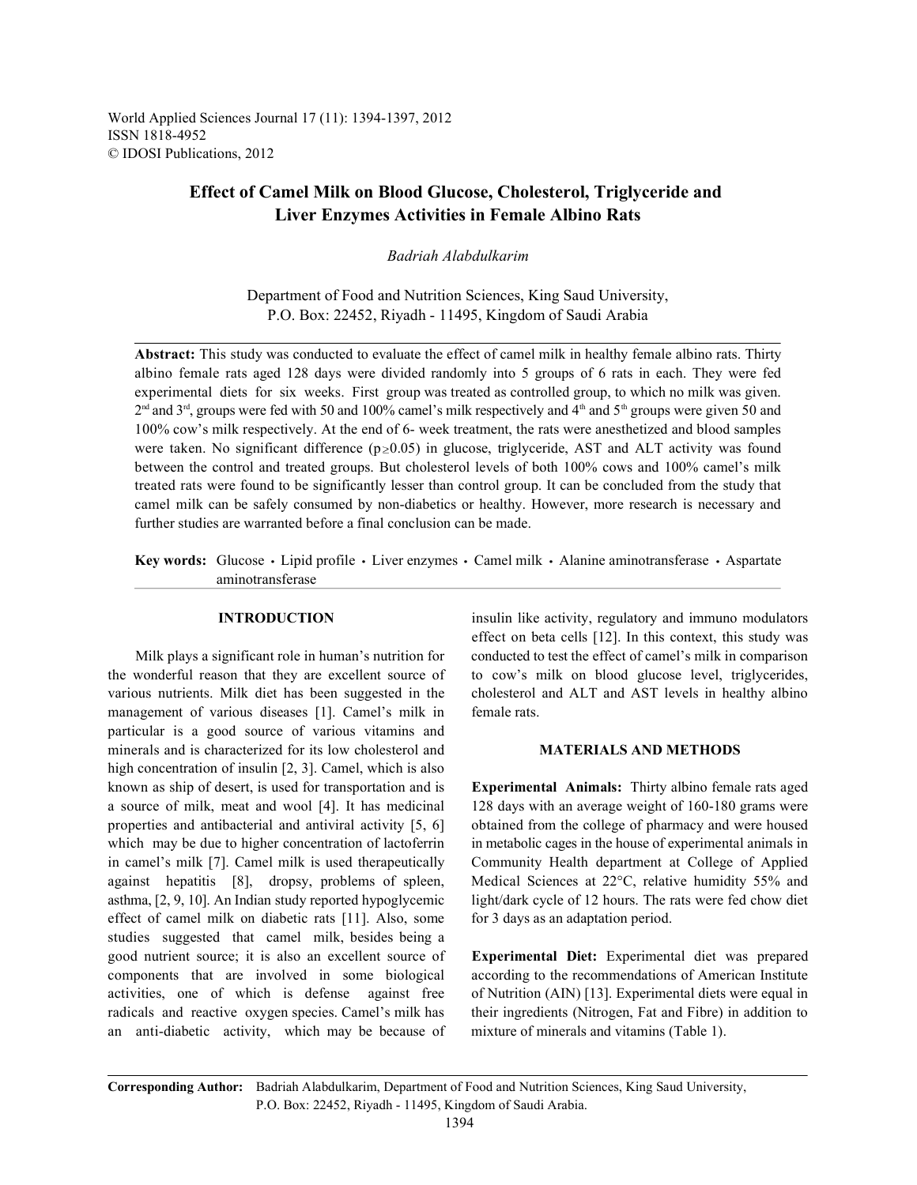World Applied Sciences Journal 17 (11): 1394-1397, 2012
ISSN 1818-4952
© IDOSI Publications, 2012

# Effect of Camel Milk on Blood Glucose, Cholesterol, Triglyceride and Liver Enzymes Activities in Female Albino Rats

*Badriah Alabdulkarim*

Department of Food and Nutrition Sciences, King Saud University,
P.O. Box: 22452, Riyadh - 11495, Kingdom of Saudi Arabia

**Abstract:** This study was conducted to evaluate the effect of camel milk in healthy female albino rats. Thirty albino female rats aged 128 days were divided randomly into 5 groups of 6 rats in each. They were fed experimental diets for six weeks. First group was treated as controlled group, to which no milk was given. 2nd and 3rd, groups were fed with 50 and 100% camel's milk respectively and 4th and 5th groups were given 50 and 100% cow's milk respectively. At the end of 6- week treatment, the rats were anesthetized and blood samples were taken. No significant difference ($p \geq 0.05$) in glucose, triglyceride, AST and ALT activity was found between the control and treated groups. But cholesterol levels of both 100% cows and 100% camel's milk treated rats were found to be significantly lesser than control group. It can be concluded from the study that camel milk can be safely consumed by non-diabetics or healthy. However, more research is necessary and further studies are warranted before a final conclusion can be made.

**Key words:** Glucose • Lipid profile • Liver enzymes • Camel milk • Alanine aminotransferase • Aspartate aminotransferase

## INTRODUCTION

Milk plays a significant role in human's nutrition for the wonderful reason that they are excellent source of various nutrients. Milk diet has been suggested in the management of various diseases [1]. Camel's milk in particular is a good source of various vitamins and minerals and is characterized for its low cholesterol and high concentration of insulin [2, 3]. Camel, which is also known as ship of desert, is used for transportation and is a source of milk, meat and wool [4]. It has medicinal properties and antibacterial and antiviral activity [5, 6] which may be due to higher concentration of lactoferrin in camel's milk [7]. Camel milk is used therapeutically against hepatitis [8], dropsy, problems of spleen, asthma, [2, 9, 10]. An Indian study reported hypoglycemic effect of camel milk on diabetic rats [11]. Also, some studies suggested that camel milk, besides being a good nutrient source; it is also an excellent source of components that are involved in some biological activities, one of which is defense against free radicals and reactive oxygen species. Camel's milk has an anti-diabetic activity, which may be because of insulin like activity, regulatory and immuno modulators effect on beta cells [12]. In this context, this study was conducted to test the effect of camel's milk in comparison to cow's milk on blood glucose level, triglycerides, cholesterol and ALT and AST levels in healthy albino female rats.

## MATERIALS AND METHODS

**Experimental Animals:** Thirty albino female rats aged 128 days with an average weight of 160-180 grams were obtained from the college of pharmacy and were housed in metabolic cages in the house of experimental animals in Community Health department at College of Applied Medical Sciences at 22°C, relative humidity 55% and light/dark cycle of 12 hours. The rats were fed chow diet for 3 days as an adaptation period.

**Experimental Diet:** Experimental diet was prepared according to the recommendations of American Institute of Nutrition (AIN) [13]. Experimental diets were equal in their ingredients (Nitrogen, Fat and Fibre) in addition to mixture of minerals and vitamins (Table 1).

**Corresponding Author:** Badriah Alabdulkarim, Department of Food and Nutrition Sciences, King Saud University, P.O. Box: 22452, Riyadh - 11495, Kingdom of Saudi Arabia.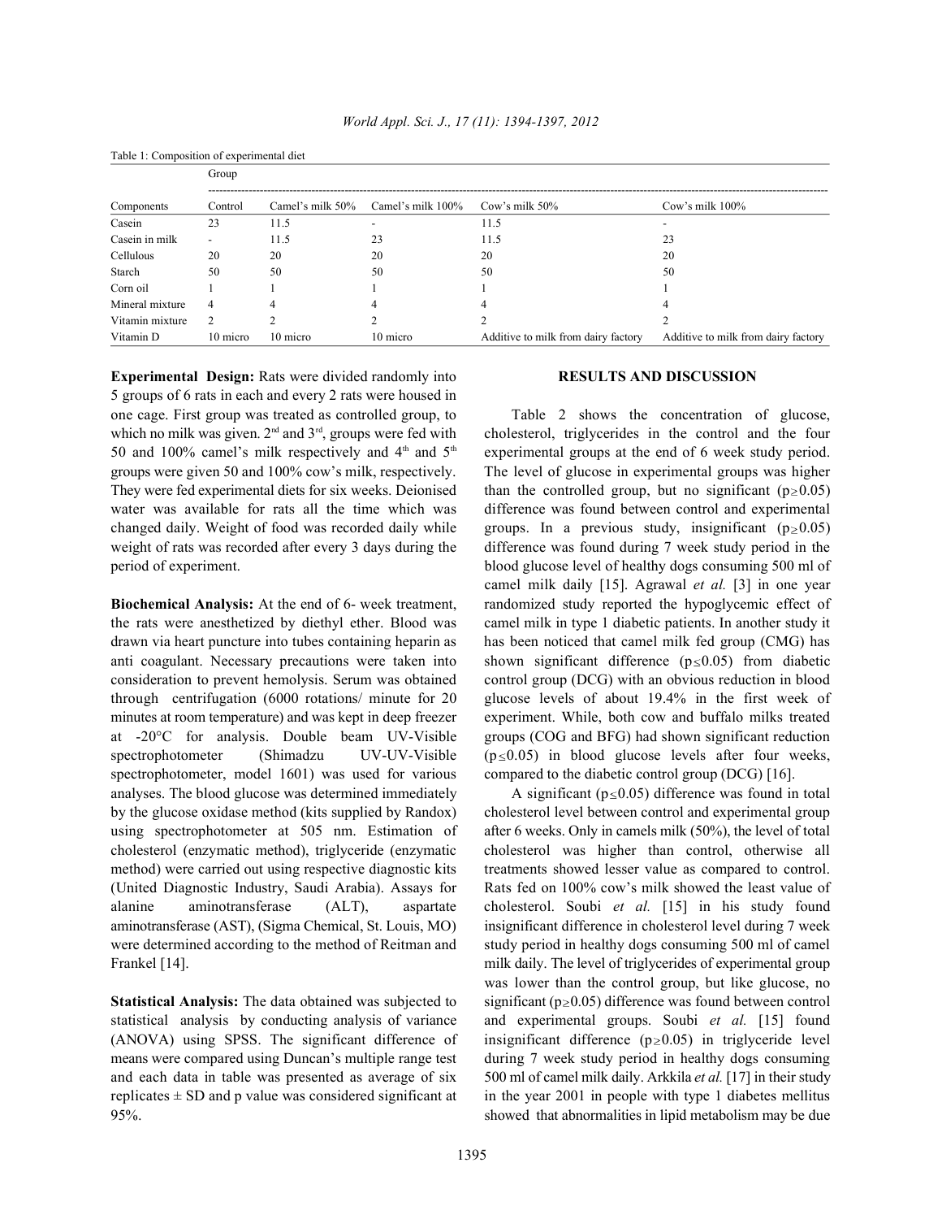Table 1: Composition of experimental diet

| | Group | | | | |
|---|---|---|---|---|---|
| Components | Control | Camel's milk 50% | Camel's milk 100% | Cow's milk 50% | Cow's milk 100% |
| Casein | 23 | 11.5 | - | 11.5 | - |
| Casein in milk | - | 11.5 | 23 | 11.5 | 23 |
| Cellulous | 20 | 20 | 20 | 20 | 20 |
| Starch | 50 | 50 | 50 | 50 | 50 |
| Corn oil | 1 | 1 | 1 | 1 | 1 |
| Mineral mixture | 4 | 4 | 4 | 4 | 4 |
| Vitamin mixture | 2 | 2 | 2 | 2 | 2 |
| Vitamin D | 10 micro | 10 micro | 10 micro | Additive to milk from dairy factory | Additive to milk from dairy factory |

**Experimental Design:** Rats were divided randomly into 5 groups of 6 rats in each and every 2 rats were housed in one cage. First group was treated as controlled group, to which no milk was given. 2nd and 3rd, groups were fed with 50 and 100% camel's milk respectively and 4th and 5th groups were given 50 and 100% cow's milk, respectively. They were fed experimental diets for six weeks. Deionised water was available for rats all the time which was changed daily. Weight of food was recorded daily while weight of rats was recorded after every 3 days during the period of experiment.

**Biochemical Analysis:** At the end of 6- week treatment, the rats were anesthetized by diethyl ether. Blood was drawn via heart puncture into tubes containing heparin as anti coagulant. Necessary precautions were taken into consideration to prevent hemolysis. Serum was obtained through centrifugation (6000 rotations/ minute for 20 minutes at room temperature) and was kept in deep freezer at -20°C for analysis. Double beam UV-Visible spectrophotometer (Shimadzu UV-UV-Visible spectrophotometer, model 1601) was used for various analyses. The blood glucose was determined immediately by the glucose oxidase method (kits supplied by Randox) using spectrophotometer at 505 nm. Estimation of cholesterol (enzymatic method), triglyceride (enzymatic method) were carried out using respective diagnostic kits (United Diagnostic Industry, Saudi Arabia). Assays for alanine aminotransferase (ALT), aspartate aminotransferase (AST), (Sigma Chemical, St. Louis, MO) were determined according to the method of Reitman and Frankel [14].

**Statistical Analysis:** The data obtained was subjected to statistical analysis by conducting analysis of variance (ANOVA) using SPSS. The significant difference of means were compared using Duncan's multiple range test and each data in table was presented as average of six replicates ± SD and p value was considered significant at 95%.

## RESULTS AND DISCUSSION

Table 2 shows the concentration of glucose, cholesterol, triglycerides in the control and the four experimental groups at the end of 6 week study period. The level of glucose in experimental groups was higher than the controlled group, but no significant ($p \geq 0.05$) difference was found between control and experimental groups. In a previous study, insignificant ($p \geq 0.05$) difference was found during 7 week study period in the blood glucose level of healthy dogs consuming 500 ml of camel milk daily [15]. Agrawal *et al.* [3] in one year randomized study reported the hypoglycemic effect of camel milk in type 1 diabetic patients. In another study it has been noticed that camel milk fed group (CMG) has shown significant difference ($p \leq 0.05$) from diabetic control group (DCG) with an obvious reduction in blood glucose levels of about 19.4% in the first week of experiment. While, both cow and buffalo milks treated groups (COG and BFG) had shown significant reduction ($p \leq 0.05$) in blood glucose levels after four weeks, compared to the diabetic control group (DCG) [16].

A significant ($p \leq 0.05$) difference was found in total cholesterol level between control and experimental group after 6 weeks. Only in camels milk (50%), the level of total cholesterol was higher than control, otherwise all treatments showed lesser value as compared to control. Rats fed on 100% cow's milk showed the least value of cholesterol. Soubi *et al.* [15] in his study found insignificant difference in cholesterol level during 7 week study period in healthy dogs consuming 500 ml of camel milk daily. The level of triglycerides of experimental group was lower than the control group, but like glucose, no significant ($p \geq 0.05$) difference was found between control and experimental groups. Soubi *et al.* [15] found insignificant difference ($p \geq 0.05$) in triglyceride level during 7 week study period in healthy dogs consuming 500 ml of camel milk daily. Arkkila *et al.* [17] in their study in the year 2001 in people with type 1 diabetes mellitus showed that abnormalities in lipid metabolism may be due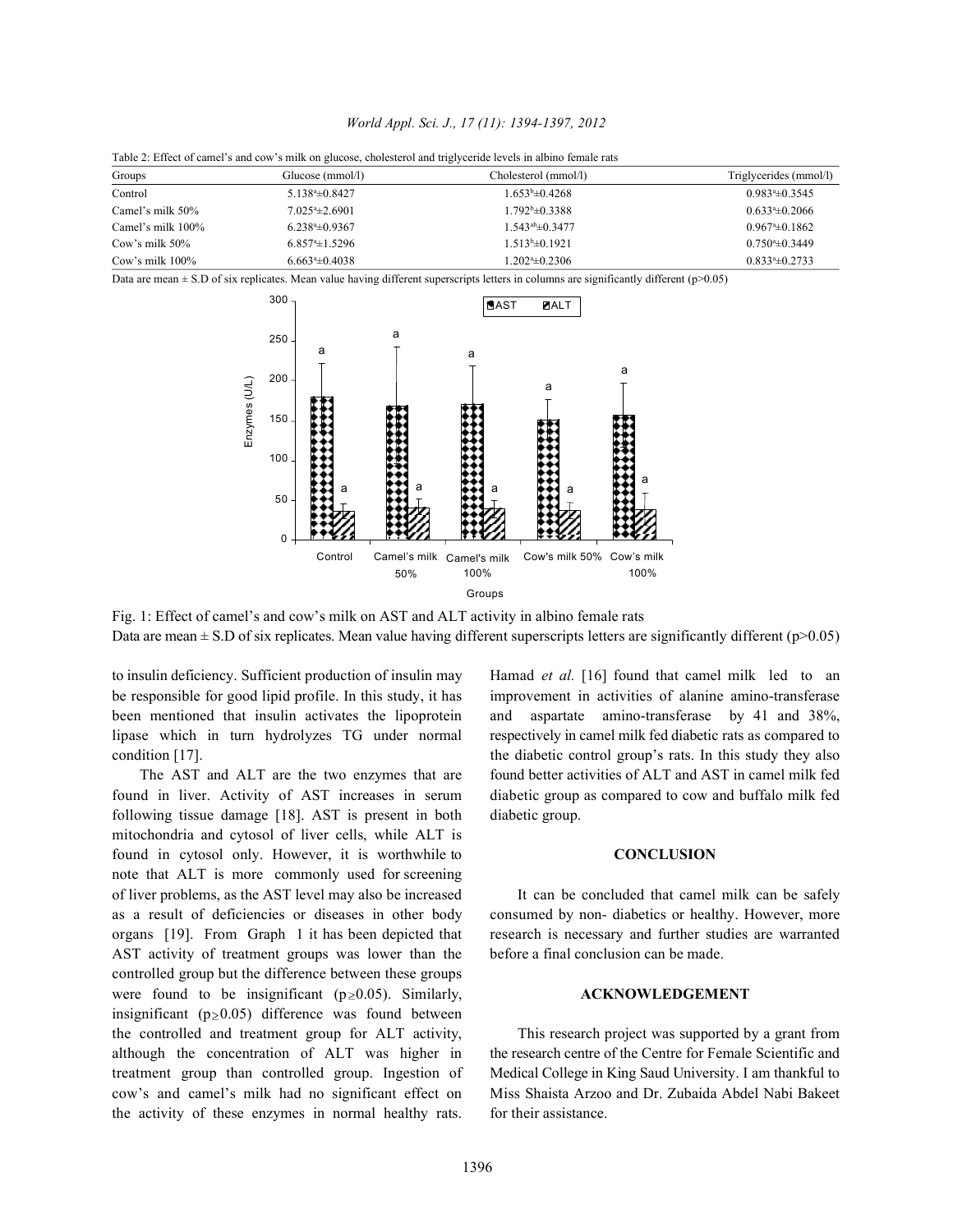Table 2: Effect of camel's and cow's milk on glucose, cholesterol and triglyceride levels in albino female rats

| Groups | Glucose (mmol/l) | Cholesterol (mmol/l) | Triglycerides (mmol/l) |
|---|---|---|---|
| Control | $5.138^{a}\pm0.8427$ | $1.653^{b}\pm0.4268$ | $0.983^{a}\pm0.3545$ |
| Camel's milk 50% | $7.025^{a}\pm2.6901$ | $1.792^{b}\pm0.3388$ | $0.633^{a}\pm0.2066$ |
| Camel's milk 100% | $6.238^{a}\pm0.9367$ | $1.543^{ab}\pm0.3477$ | $0.967^{a}\pm0.1862$ |
| Cow's milk 50% | $6.857^{a}\pm1.5296$ | $1.513^{b}\pm0.1921$ | $0.750^{a}\pm0.3449$ |
| Cow's milk 100% | $6.663^{a}\pm0.4038$ | $1.202^{a}\pm0.2306$ | $0.833^{a}\pm0.2733$ |

Data are mean ± S.D of six replicates. Mean value having different superscripts letters in columns are significantly different (p>0.05)

Fig. 1: Effect of camel's and cow's milk on AST and ALT activity in albino female rats
Data are mean ± S.D of six replicates. Mean value having different superscripts letters are significantly different (p>0.05)

to insulin deficiency. Sufficient production of insulin may be responsible for good lipid profile. In this study, it has been mentioned that insulin activates the lipoprotein lipase which in turn hydrolyzes TG under normal condition [17].

The AST and ALT are the two enzymes that are found in liver. Activity of AST increases in serum following tissue damage [18]. AST is present in both mitochondria and cytosol of liver cells, while ALT is found in cytosol only. However, it is worthwhile to note that ALT is more commonly used for screening of liver problems, as the AST level may also be increased as a result of deficiencies or diseases in other body organs [19]. From Graph 1 it has been depicted that AST activity of treatment groups was lower than the controlled group but the difference between these groups were found to be insignificant ($p \geq 0.05$). Similarly, insignificant ($p \geq 0.05$) difference was found between the controlled and treatment group for ALT activity, although the concentration of ALT was higher in treatment group than controlled group. Ingestion of cow's and camel's milk had no significant effect on the activity of these enzymes in normal healthy rats. Hamad *et al.* [16] found that camel milk led to an improvement in activities of alanine amino-transferase and aspartate amino-transferase by 41 and 38%, respectively in camel milk fed diabetic rats as compared to the diabetic control group's rats. In this study they also found better activities of ALT and AST in camel milk fed diabetic group as compared to cow and buffalo milk fed diabetic group.

## CONCLUSION

It can be concluded that camel milk can be safely consumed by non- diabetics or healthy. However, more research is necessary and further studies are warranted before a final conclusion can be made.

## ACKNOWLEDGEMENT

This research project was supported by a grant from the research centre of the Centre for Female Scientific and Medical College in King Saud University. I am thankful to Miss Shaista Arzoo and Dr. Zubaida Abdel Nabi Bakeet for their assistance.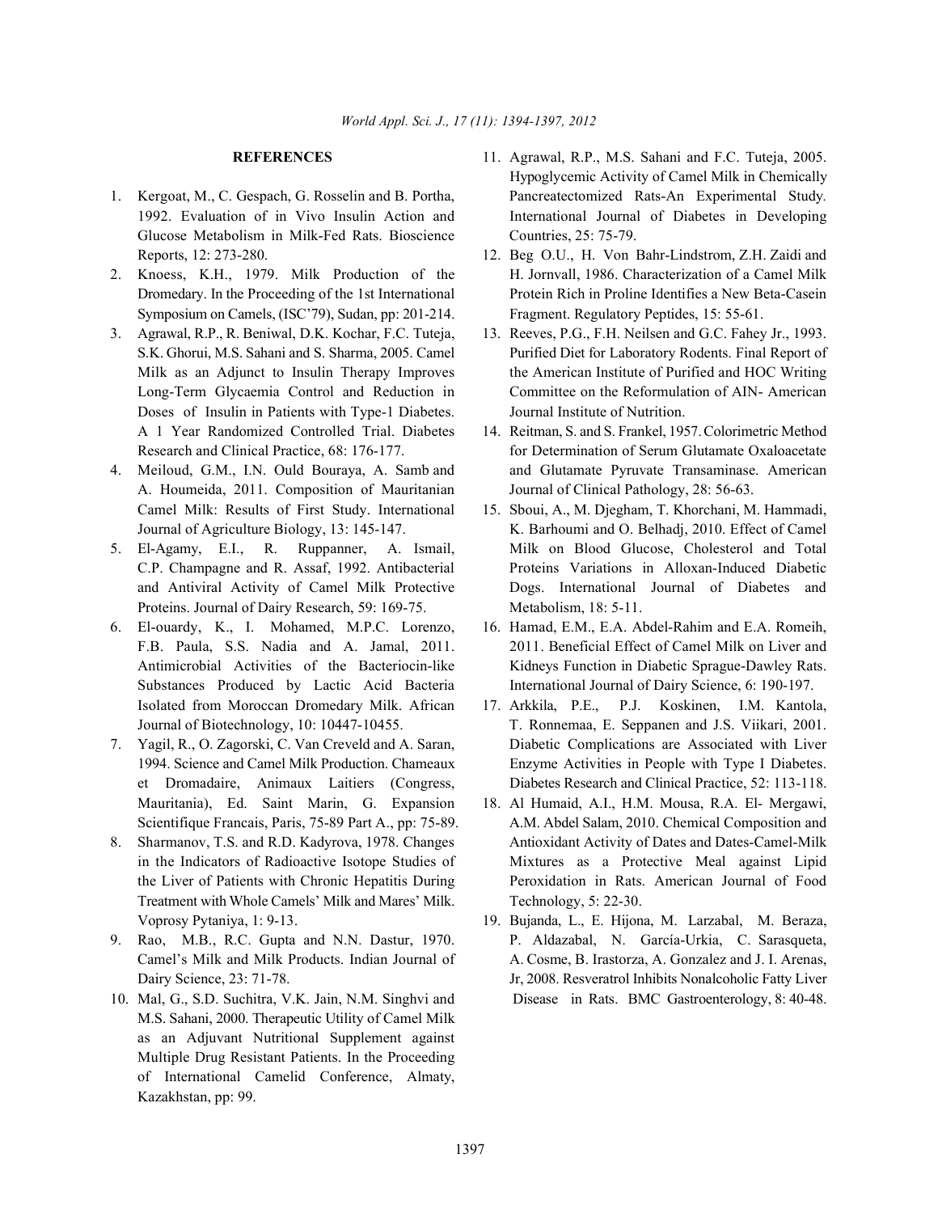## REFERENCES

1. Kergoat, M., C. Gespach, G. Rosselin and B. Portha, 1992. Evaluation of in Vivo Insulin Action and Glucose Metabolism in Milk-Fed Rats. Bioscience Reports, 12: 273-280.
2. Knoess, K.H., 1979. Milk Production of the Dromedary. In the Proceeding of the 1st International Symposium on Camels, (ISC'79), Sudan, pp: 201-214.
3. Agrawal, R.P., R. Beniwal, D.K. Kochar, F.C. Tuteja, S.K. Ghorui, M.S. Sahani and S. Sharma, 2005. Camel Milk as an Adjunct to Insulin Therapy Improves Long-Term Glycaemia Control and Reduction in Doses of Insulin in Patients with Type-1 Diabetes. A 1 Year Randomized Controlled Trial. Diabetes Research and Clinical Practice, 68: 176-177.
4. Meiloud, G.M., I.N. Ould Bouraya, A. Samb and A. Houmeida, 2011. Composition of Mauritanian Camel Milk: Results of First Study. International Journal of Agriculture Biology, 13: 145-147.
5. El-Agamy, E.I., R. Ruppanner, A. Ismail, C.P. Champagne and R. Assaf, 1992. Antibacterial and Antiviral Activity of Camel Milk Protective Proteins. Journal of Dairy Research, 59: 169-75.
6. El-ouardy, K., I. Mohamed, M.P.C. Lorenzo, F.B. Paula, S.S. Nadia and A. Jamal, 2011. Antimicrobial Activities of the Bacteriocin-like Substances Produced by Lactic Acid Bacteria Isolated from Moroccan Dromedary Milk. African Journal of Biotechnology, 10: 10447-10455.
7. Yagil, R., O. Zagorski, C. Van Creveld and A. Saran, 1994. Science and Camel Milk Production. Chameaux et Dromadaire, Animaux Laitiers (Congress, Mauritania), Ed. Saint Marin, G. Expansion Scientifique Francais, Paris, 75-89 Part A., pp: 75-89.
8. Sharmanov, T.S. and R.D. Kadyrova, 1978. Changes in the Indicators of Radioactive Isotope Studies of the Liver of Patients with Chronic Hepatitis During Treatment with Whole Camels' Milk and Mares' Milk. Voprosy Pytaniya, 1: 9-13.
9. Rao, M.B., R.C. Gupta and N.N. Dastur, 1970. Camel's Milk and Milk Products. Indian Journal of Dairy Science, 23: 71-78.
10. Mal, G., S.D. Suchitra, V.K. Jain, N.M. Singhvi and M.S. Sahani, 2000. Therapeutic Utility of Camel Milk as an Adjuvant Nutritional Supplement against Multiple Drug Resistant Patients. In the Proceeding of International Camelid Conference, Almaty, Kazakhstan, pp: 99.
11. Agrawal, R.P., M.S. Sahani and F.C. Tuteja, 2005. Hypoglycemic Activity of Camel Milk in Chemically Pancreatectomized Rats-An Experimental Study. International Journal of Diabetes in Developing Countries, 25: 75-79.
12. Beg O.U., H. Von Bahr-Lindstrom, Z.H. Zaidi and H. Jornvall, 1986. Characterization of a Camel Milk Protein Rich in Proline Identifies a New Beta-Casein Fragment. Regulatory Peptides, 15: 55-61.
13. Reeves, P.G., F.H. Neilsen and G.C. Fahey Jr., 1993. Purified Diet for Laboratory Rodents. Final Report of the American Institute of Purified and HOC Writing Committee on the Reformulation of AIN- American Journal Institute of Nutrition.
14. Reitman, S. and S. Frankel, 1957. Colorimetric Method for Determination of Serum Glutamate Oxaloacetate and Glutamate Pyruvate Transaminase. American Journal of Clinical Pathology, 28: 56-63.
15. Sboui, A., M. Djegham, T. Khorchani, M. Hammadi, K. Barhoumi and O. Belhadj, 2010. Effect of Camel Milk on Blood Glucose, Cholesterol and Total Proteins Variations in Alloxan-Induced Diabetic Dogs. International Journal of Diabetes and Metabolism, 18: 5-11.
16. Hamad, E.M., E.A. Abdel-Rahim and E.A. Romeih, 2011. Beneficial Effect of Camel Milk on Liver and Kidneys Function in Diabetic Sprague-Dawley Rats. International Journal of Dairy Science, 6: 190-197.
17. Arkkila, P.E., P.J. Koskinen, I.M. Kantola, T. Ronnemaa, E. Seppanen and J.S. Viikari, 2001. Diabetic Complications are Associated with Liver Enzyme Activities in People with Type I Diabetes. Diabetes Research and Clinical Practice, 52: 113-118.
18. Al Humaid, A.I., H.M. Mousa, R.A. El- Mergawi, A.M. Abdel Salam, 2010. Chemical Composition and Antioxidant Activity of Dates and Dates-Camel-Milk Mixtures as a Protective Meal against Lipid Peroxidation in Rats. American Journal of Food Technology, 5: 22-30.
19. Bujanda, L., E. Hijona, M. Larzabal, M. Beraza, P. Aldazabal, N. García-Urkia, C. Sarasqueta, A. Cosme, B. Irastorza, A. Gonzalez and J. I. Arenas, Jr, 2008. Resveratrol Inhibits Nonalcoholic Fatty Liver Disease in Rats. BMC Gastroenterology, 8: 40-48.